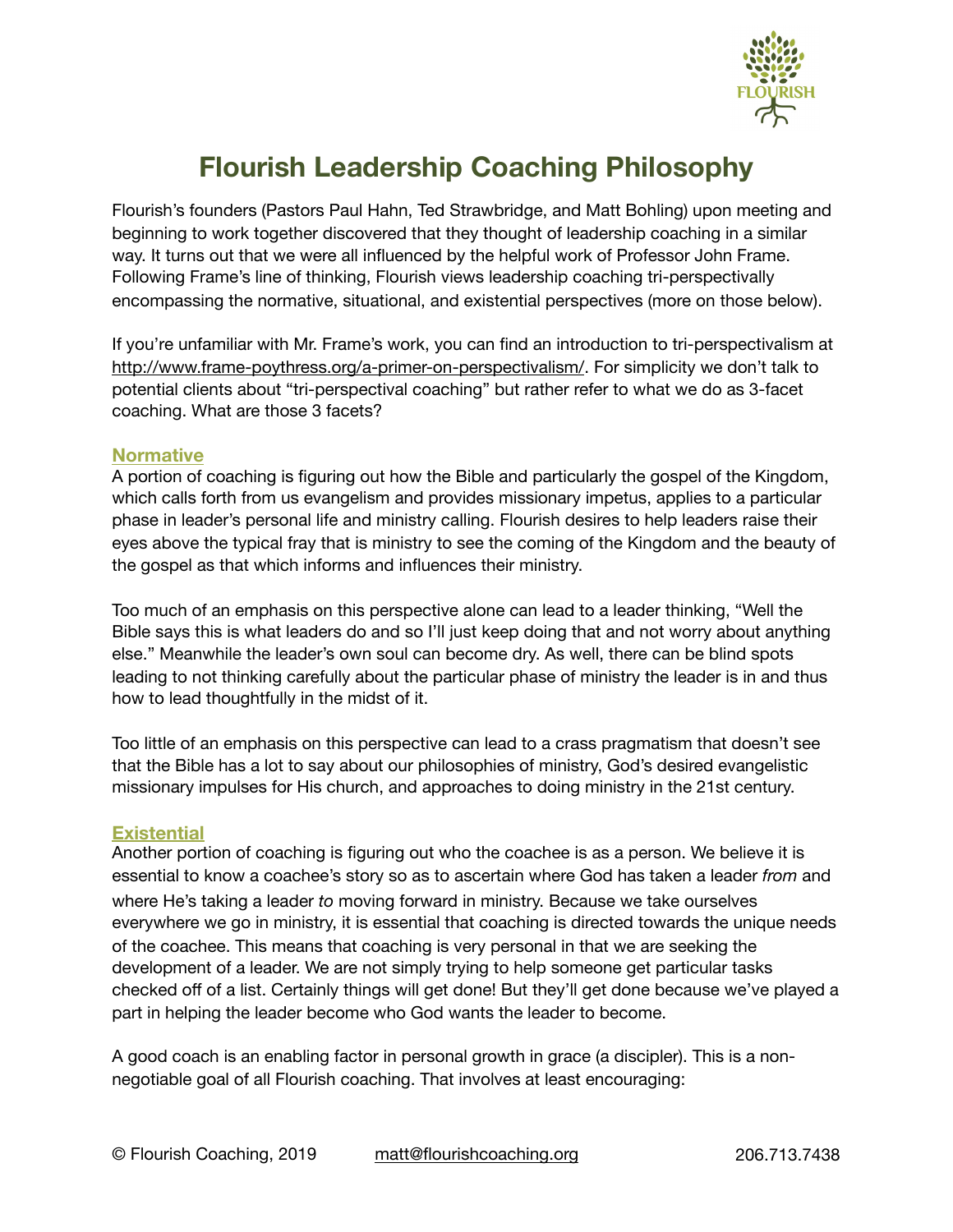# Flourish Leadership Coaching Philosophy

Flourish's founders (Pastors Paul Hahn, Ted Strawbridge, and Matt Bohling) upon meeting and beginning to work together discovered that they thought of leadership coaching in a similar way. It turns out that we were all influenced by the helpful work of Professor John Frame. Following Frame's line of thinking, Flourish views leadership coaching tri-perspectivally encompassing the normative, situational, and existential perspectives (more on those below).

If you're unfamiliar with Mr. Frame's work, you can find an introduction to tri-perspectivalism at http://www.frame-poythress.org/a-primer-on-perspectivalism/. For simplicity we don't talk to potential clients about "tri-perspectival coaching" but rather refer to what we do as 3-facet coaching. What are those 3 facets?

## Normative

A portion of coaching is figuring out how the Bible and particularly the gospel of the Kingdom, which calls forth from us evangelism and provides missionary impetus, applies to a particular phase in leader's personal life and ministry calling. Flourish desires to help leaders raise their eyes above the typical fray that is ministry to see the coming of the Kingdom and the beauty of the gospel as that which informs and influences their ministry.

Too much of an emphasis on this perspective alone can lead to a leader thinking, "Well the Bible says this is what leaders do and so I'll just keep doing that and not worry about anything else." Meanwhile the leader's own soul can become dry. As well, there can be blind spots leading to not thinking carefully about the particular phase of ministry the leader is in and thus how to lead thoughtfully in the midst of it.

Too little of an emphasis on this perspective can lead to a crass pragmatism that doesn't see that the Bible has a lot to say about our philosophies of ministry, God's desired evangelistic missionary impulses for His church, and approaches to doing ministry in the 21st century.

## Existential

Another portion of coaching is figuring out who the coachee is as a person. We believe it is essential to know a coachee's story so as to ascertain where God has taken a leader *from* and where He's taking a leader *to* moving forward in ministry. Because we take ourselves everywhere we go in ministry, it is essential that coaching is directed towards the unique needs of the coachee. This means that coaching is very personal in that we are seeking the development of a leader. We are not simply trying to help someone get particular tasks checked off of a list. Certainly things will get done! But they'll get done because we've played a part in helping the leader become who God wants the leader to become.

A good coach is an enabling factor in personal growth in grace (a discipler). This is a non-negotiable goal of all Flourish coaching. That involves at least encouraging: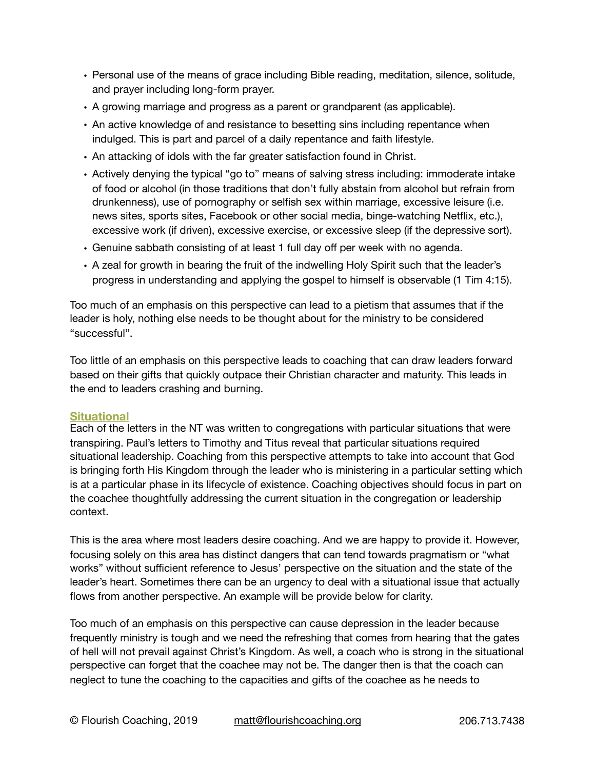- Personal use of the means of grace including Bible reading, meditation, silence, solitude, and prayer including long-form prayer.
- A growing marriage and progress as a parent or grandparent (as applicable).
- An active knowledge of and resistance to besetting sins including repentance when indulged. This is part and parcel of a daily repentance and faith lifestyle.
- An attacking of idols with the far greater satisfaction found in Christ.
- Actively denying the typical "go to" means of salving stress including: immoderate intake of food or alcohol (in those traditions that don't fully abstain from alcohol but refrain from drunkenness), use of pornography or selfish sex within marriage, excessive leisure (i.e. news sites, sports sites, Facebook or other social media, binge-watching Netflix, etc.), excessive work (if driven), excessive exercise, or excessive sleep (if the depressive sort).
- Genuine sabbath consisting of at least 1 full day off per week with no agenda.
- A zeal for growth in bearing the fruit of the indwelling Holy Spirit such that the leader's progress in understanding and applying the gospel to himself is observable (1 Tim 4:15).

Too much of an emphasis on this perspective can lead to a pietism that assumes that if the leader is holy, nothing else needs to be thought about for the ministry to be considered "successful".

Too little of an emphasis on this perspective leads to coaching that can draw leaders forward based on their gifts that quickly outpace their Christian character and maturity. This leads in the end to leaders crashing and burning.

### Situational

Each of the letters in the NT was written to congregations with particular situations that were transpiring. Paul's letters to Timothy and Titus reveal that particular situations required situational leadership. Coaching from this perspective attempts to take into account that God is bringing forth His Kingdom through the leader who is ministering in a particular setting which is at a particular phase in its lifecycle of existence. Coaching objectives should focus in part on the coachee thoughtfully addressing the current situation in the congregation or leadership context.

This is the area where most leaders desire coaching. And we are happy to provide it. However, focusing solely on this area has distinct dangers that can tend towards pragmatism or "what works" without sufficient reference to Jesus' perspective on the situation and the state of the leader's heart. Sometimes there can be an urgency to deal with a situational issue that actually flows from another perspective. An example will be provide below for clarity.

Too much of an emphasis on this perspective can cause depression in the leader because frequently ministry is tough and we need the refreshing that comes from hearing that the gates of hell will not prevail against Christ's Kingdom. As well, a coach who is strong in the situational perspective can forget that the coachee may not be. The danger then is that the coach can neglect to tune the coaching to the capacities and gifts of the coachee as he needs to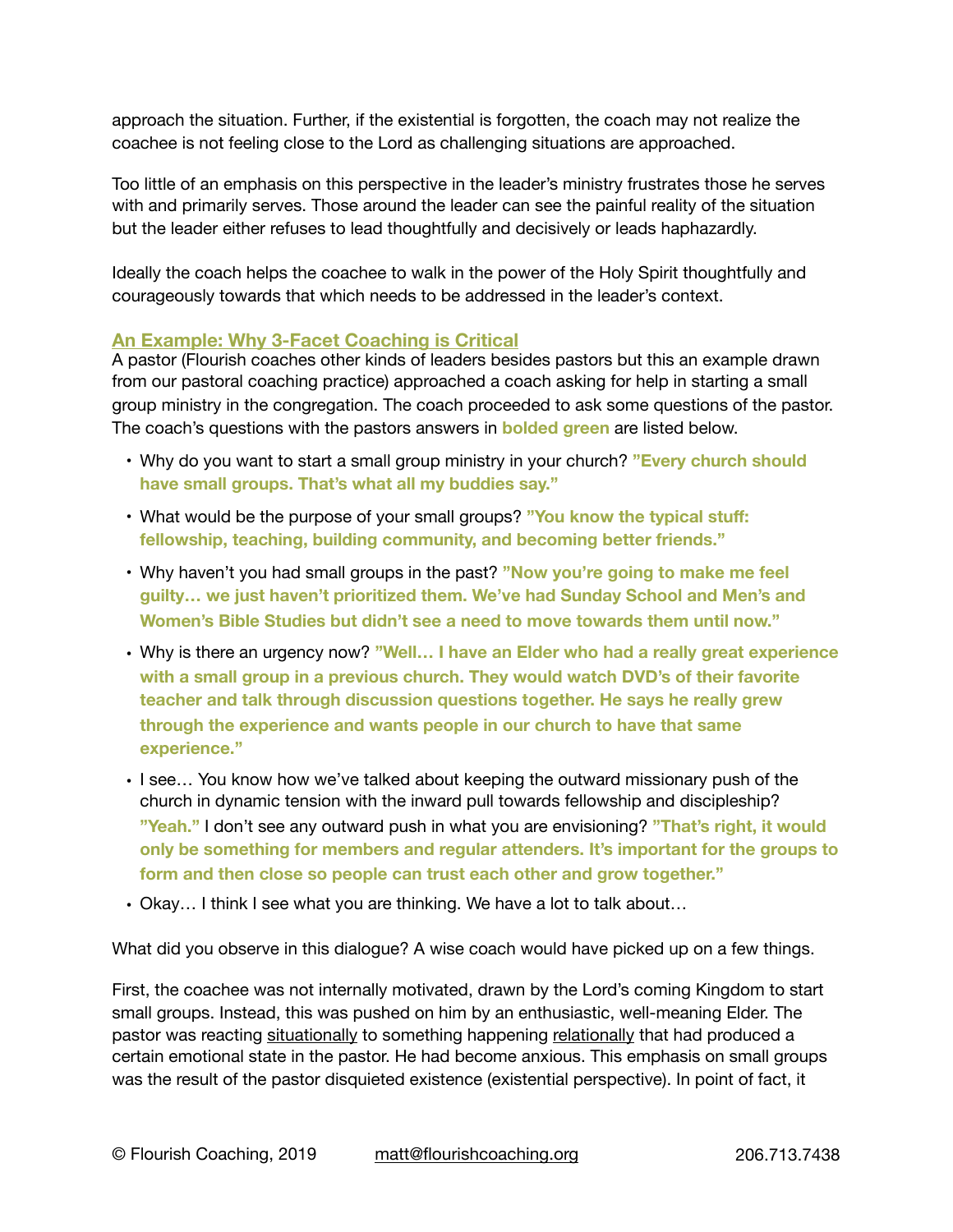approach the situation. Further, if the existential is forgotten, the coach may not realize the coachee is not feeling close to the Lord as challenging situations are approached.

Too little of an emphasis on this perspective in the leader's ministry frustrates those he serves with and primarily serves. Those around the leader can see the painful reality of the situation but the leader either refuses to lead thoughtfully and decisively or leads haphazardly.

Ideally the coach helps the coachee to walk in the power of the Holy Spirit thoughtfully and courageously towards that which needs to be addressed in the leader's context.

### An Example: Why 3-Facet Coaching is Critical

A pastor (Flourish coaches other kinds of leaders besides pastors but this an example drawn from our pastoral coaching practice) approached a coach asking for help in starting a small group ministry in the congregation. The coach proceeded to ask some questions of the pastor. The coach's questions with the pastors answers in **bolded green** are listed below.

- Why do you want to start a small group ministry in your church? **"Every church should have small groups. That's what all my buddies say."**
- What would be the purpose of your small groups? **"You know the typical stuff: fellowship, teaching, building community, and becoming better friends."**
- Why haven't you had small groups in the past? **"Now you're going to make me feel guilty… we just haven't prioritized them. We've had Sunday School and Men's and Women's Bible Studies but didn't see a need to move towards them until now."**
- Why is there an urgency now? **"Well… I have an Elder who had a really great experience with a small group in a previous church. They would watch DVD's of their favorite teacher and talk through discussion questions together. He says he really grew through the experience and wants people in our church to have that same experience."**
- I see… You know how we've talked about keeping the outward missionary push of the church in dynamic tension with the inward pull towards fellowship and discipleship? **"Yeah."** I don't see any outward push in what you are envisioning? **"That's right, it would only be something for members and regular attenders. It's important for the groups to form and then close so people can trust each other and grow together."**
- Okay… I think I see what you are thinking. We have a lot to talk about…

What did you observe in this dialogue? A wise coach would have picked up on a few things.

First, the coachee was not internally motivated, drawn by the Lord's coming Kingdom to start small groups. Instead, this was pushed on him by an enthusiastic, well-meaning Elder. The pastor was reacting situationally to something happening relationally that had produced a certain emotional state in the pastor. He had become anxious. This emphasis on small groups was the result of the pastor disquieted existence (existential perspective). In point of fact, it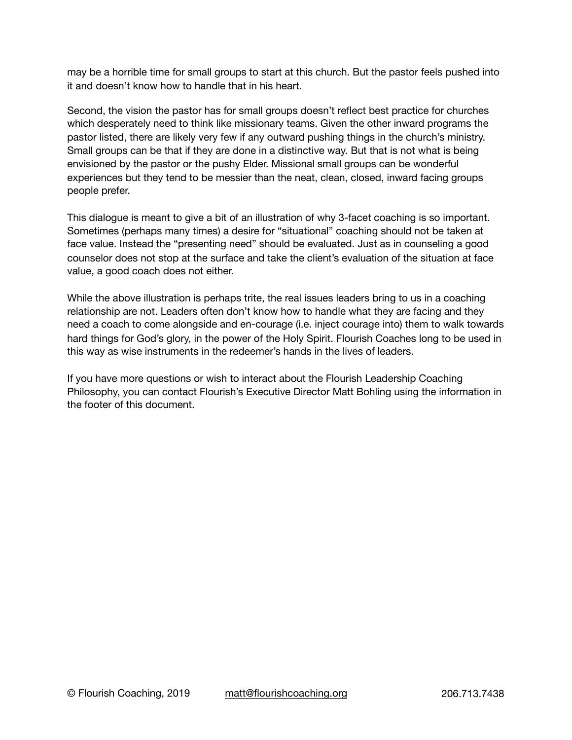may be a horrible time for small groups to start at this church. But the pastor feels pushed into it and doesn't know how to handle that in his heart.

Second, the vision the pastor has for small groups doesn't reflect best practice for churches which desperately need to think like missionary teams. Given the other inward programs the pastor listed, there are likely very few if any outward pushing things in the church's ministry. Small groups can be that if they are done in a distinctive way. But that is not what is being envisioned by the pastor or the pushy Elder. Missional small groups can be wonderful experiences but they tend to be messier than the neat, clean, closed, inward facing groups people prefer.

This dialogue is meant to give a bit of an illustration of why 3-facet coaching is so important. Sometimes (perhaps many times) a desire for "situational" coaching should not be taken at face value. Instead the "presenting need" should be evaluated. Just as in counseling a good counselor does not stop at the surface and take the client's evaluation of the situation at face value, a good coach does not either.

While the above illustration is perhaps trite, the real issues leaders bring to us in a coaching relationship are not. Leaders often don't know how to handle what they are facing and they need a coach to come alongside and en-courage (i.e. inject courage into) them to walk towards hard things for God's glory, in the power of the Holy Spirit. Flourish Coaches long to be used in this way as wise instruments in the redeemer's hands in the lives of leaders.

If you have more questions or wish to interact about the Flourish Leadership Coaching Philosophy, you can contact Flourish's Executive Director Matt Bohling using the information in the footer of this document.